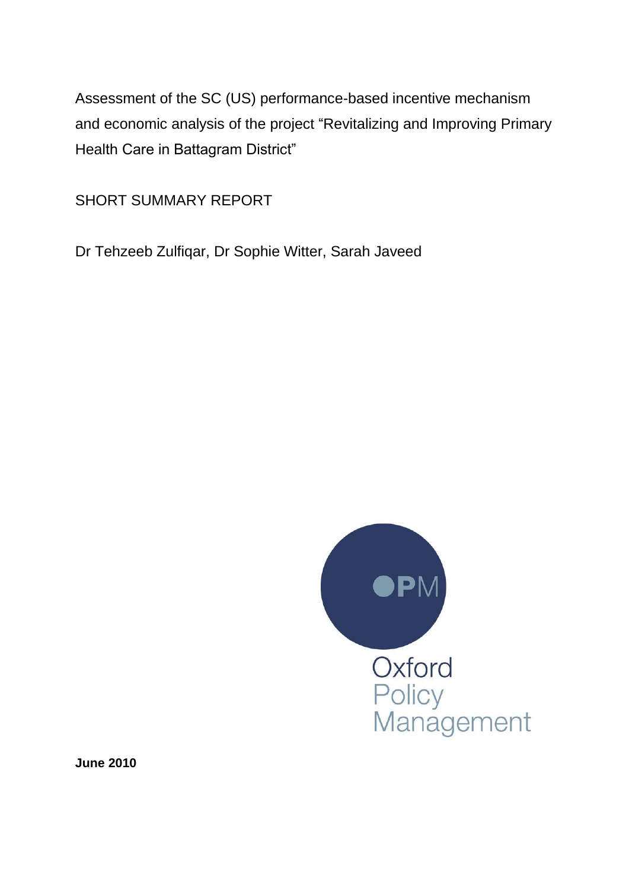# Assessment of the SC (US) performance-based incentive mechanism and economic analysis of the project "Revitalizing and Improving Primary Health Care in Battagram District"

## SHORT SUMMARY REPORT

Dr Tehzeeb Zulfiqar, Dr Sophie Witter, Sarah Javeed

OPM

Oxford Policy Management

**June 2010**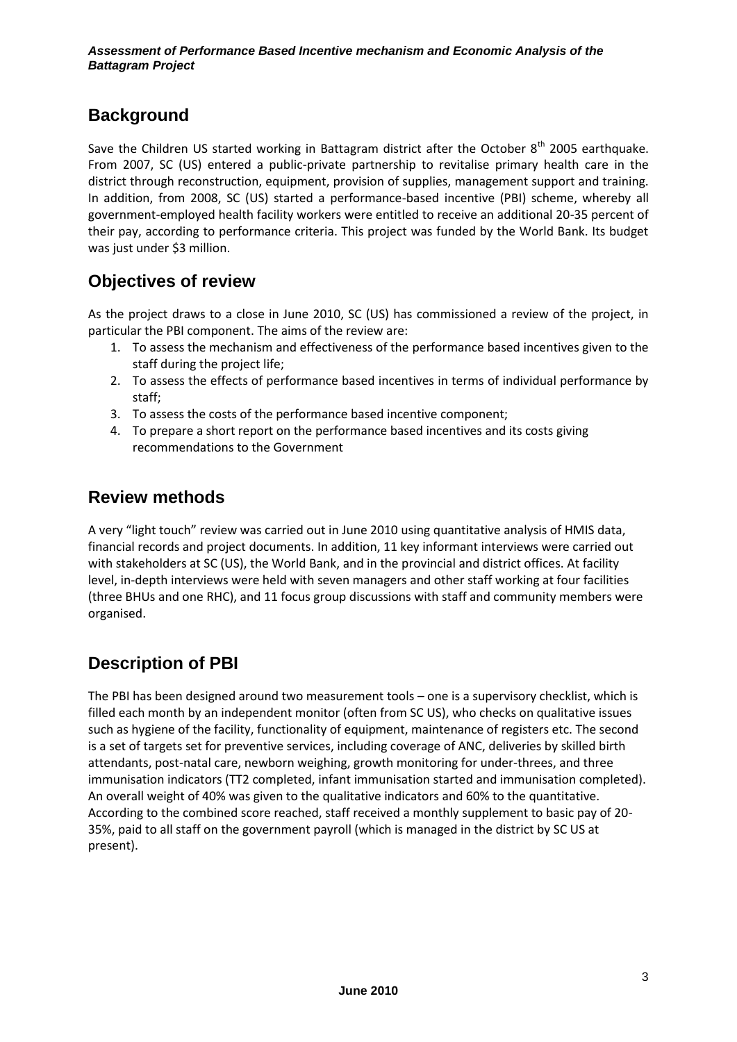## Background

Save the Children US started working in Battagram district after the October 8th 2005 earthquake. From 2007, SC (US) entered a public-private partnership to revitalise primary health care in the district through reconstruction, equipment, provision of supplies, management support and training. In addition, from 2008, SC (US) started a performance-based incentive (PBI) scheme, whereby all government-employed health facility workers were entitled to receive an additional 20-35 percent of their pay, according to performance criteria. This project was funded by the World Bank. Its budget was just under $3 million.

## Objectives of review

As the project draws to a close in June 2010, SC (US) has commissioned a review of the project, in particular the PBI component. The aims of the review are:

1. To assess the mechanism and effectiveness of the performance based incentives given to the staff during the project life;
2. To assess the effects of performance based incentives in terms of individual performance by staff;
3. To assess the costs of the performance based incentive component;
4. To prepare a short report on the performance based incentives and its costs giving recommendations to the Government

## Review methods

A very "light touch" review was carried out in June 2010 using quantitative analysis of HMIS data, financial records and project documents. In addition, 11 key informant interviews were carried out with stakeholders at SC (US), the World Bank, and in the provincial and district offices. At facility level, in-depth interviews were held with seven managers and other staff working at four facilities (three BHUs and one RHC), and 11 focus group discussions with staff and community members were organised.

## Description of PBI

The PBI has been designed around two measurement tools – one is a supervisory checklist, which is filled each month by an independent monitor (often from SC US), who checks on qualitative issues such as hygiene of the facility, functionality of equipment, maintenance of registers etc. The second is a set of targets set for preventive services, including coverage of ANC, deliveries by skilled birth attendants, post-natal care, newborn weighing, growth monitoring for under-threes, and three immunisation indicators (TT2 completed, infant immunisation started and immunisation completed). An overall weight of 40% was given to the qualitative indicators and 60% to the quantitative. According to the combined score reached, staff received a monthly supplement to basic pay of 20-35%, paid to all staff on the government payroll (which is managed in the district by SC US at present).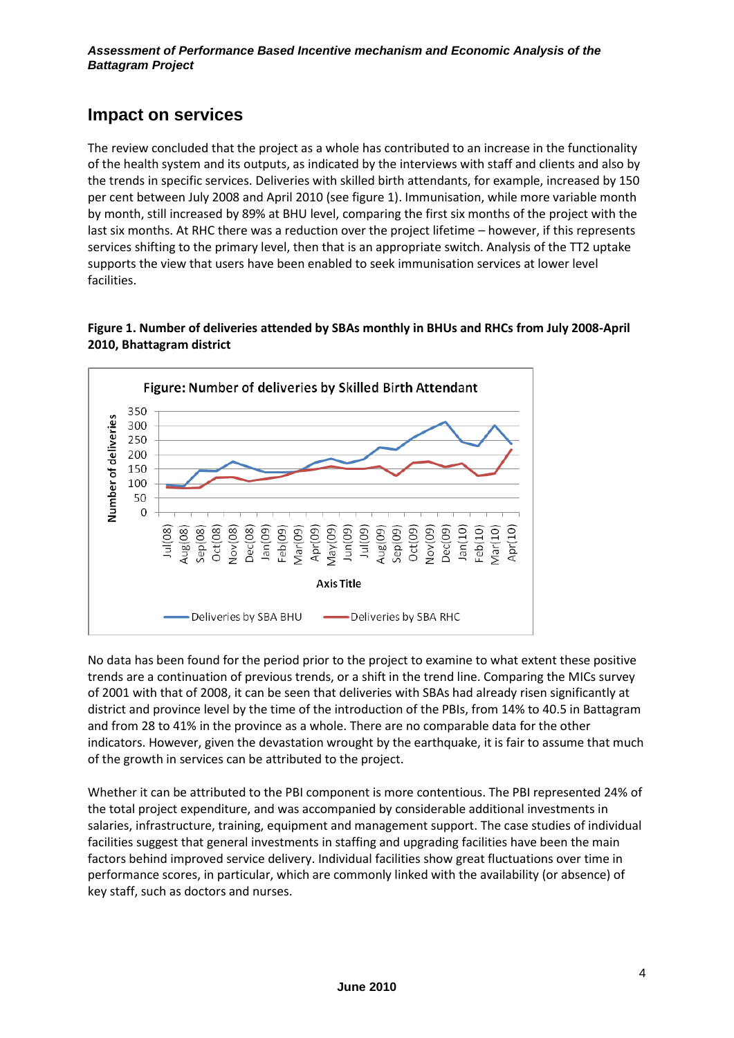## Impact on services

The review concluded that the project as a whole has contributed to an increase in the functionality of the health system and its outputs, as indicated by the interviews with staff and clients and also by the trends in specific services. Deliveries with skilled birth attendants, for example, increased by 150 per cent between July 2008 and April 2010 (see figure 1). Immunisation, while more variable month by month, still increased by 89% at BHU level, comparing the first six months of the project with the last six months. At RHC there was a reduction over the project lifetime – however, if this represents services shifting to the primary level, then that is an appropriate switch. Analysis of the TT2 uptake supports the view that users have been enabled to seek immunisation services at lower level facilities.

**Figure 1. Number of deliveries attended by SBAs monthly in BHUs and RHCs from July 2008-April 2010, Bhattagram district**

No data has been found for the period prior to the project to examine to what extent these positive trends are a continuation of previous trends, or a shift in the trend line. Comparing the MICs survey of 2001 with that of 2008, it can be seen that deliveries with SBAs had already risen significantly at district and province level by the time of the introduction of the PBIs, from 14% to 40.5 in Battagram and from 28 to 41% in the province as a whole. There are no comparable data for the other indicators. However, given the devastation wrought by the earthquake, it is fair to assume that much of the growth in services can be attributed to the project.

Whether it can be attributed to the PBI component is more contentious. The PBI represented 24% of the total project expenditure, and was accompanied by considerable additional investments in salaries, infrastructure, training, equipment and management support. The case studies of individual facilities suggest that general investments in staffing and upgrading facilities have been the main factors behind improved service delivery. Individual facilities show great fluctuations over time in performance scores, in particular, which are commonly linked with the availability (or absence) of key staff, such as doctors and nurses.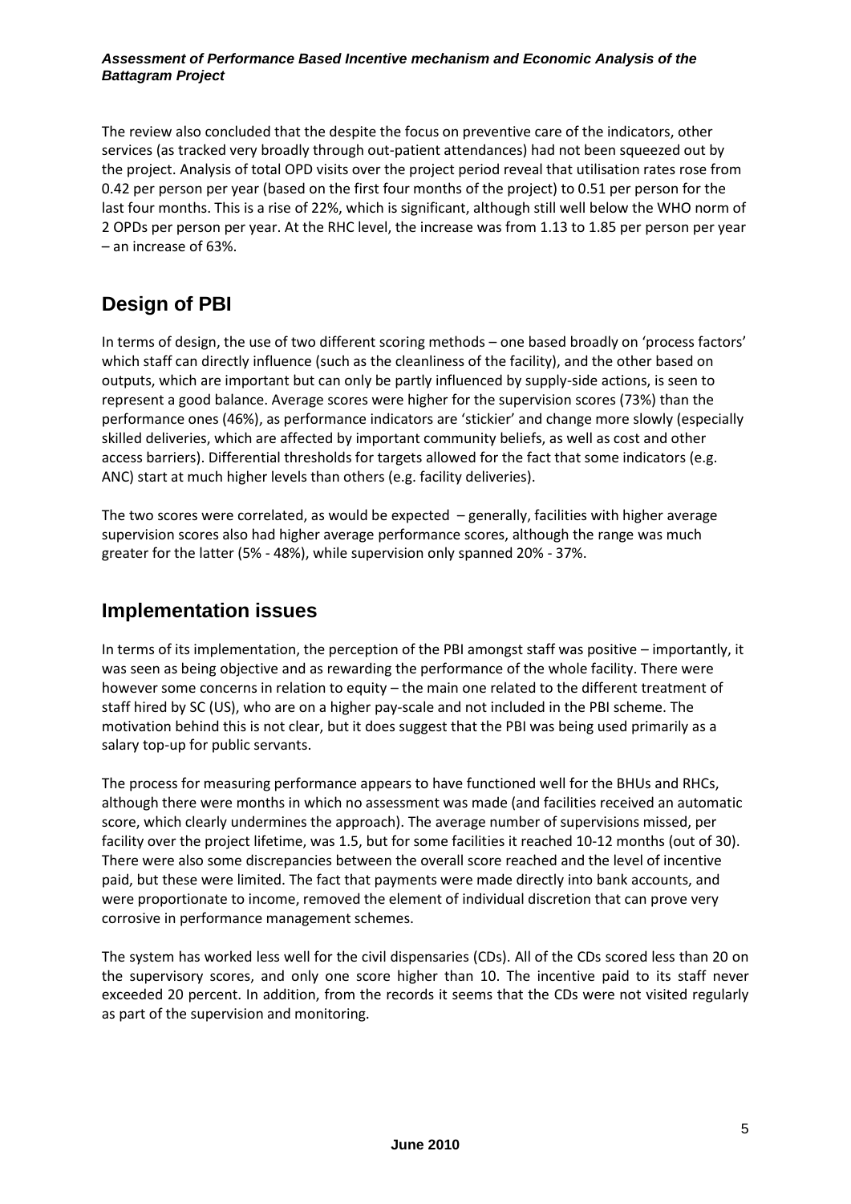The review also concluded that the despite the focus on preventive care of the indicators, other services (as tracked very broadly through out-patient attendances) had not been squeezed out by the project. Analysis of total OPD visits over the project period reveal that utilisation rates rose from 0.42 per person per year (based on the first four months of the project) to 0.51 per person for the last four months. This is a rise of 22%, which is significant, although still well below the WHO norm of 2 OPDs per person per year. At the RHC level, the increase was from 1.13 to 1.85 per person per year – an increase of 63%.

## Design of PBI

In terms of design, the use of two different scoring methods – one based broadly on 'process factors' which staff can directly influence (such as the cleanliness of the facility), and the other based on outputs, which are important but can only be partly influenced by supply-side actions, is seen to represent a good balance. Average scores were higher for the supervision scores (73%) than the performance ones (46%), as performance indicators are 'stickier' and change more slowly (especially skilled deliveries, which are affected by important community beliefs, as well as cost and other access barriers). Differential thresholds for targets allowed for the fact that some indicators (e.g. ANC) start at much higher levels than others (e.g. facility deliveries).

The two scores were correlated, as would be expected – generally, facilities with higher average supervision scores also had higher average performance scores, although the range was much greater for the latter (5% - 48%), while supervision only spanned 20% - 37%.

## Implementation issues

In terms of its implementation, the perception of the PBI amongst staff was positive – importantly, it was seen as being objective and as rewarding the performance of the whole facility. There were however some concerns in relation to equity – the main one related to the different treatment of staff hired by SC (US), who are on a higher pay-scale and not included in the PBI scheme. The motivation behind this is not clear, but it does suggest that the PBI was being used primarily as a salary top-up for public servants.

The process for measuring performance appears to have functioned well for the BHUs and RHCs, although there were months in which no assessment was made (and facilities received an automatic score, which clearly undermines the approach). The average number of supervisions missed, per facility over the project lifetime, was 1.5, but for some facilities it reached 10-12 months (out of 30). There were also some discrepancies between the overall score reached and the level of incentive paid, but these were limited. The fact that payments were made directly into bank accounts, and were proportionate to income, removed the element of individual discretion that can prove very corrosive in performance management schemes.

The system has worked less well for the civil dispensaries (CDs). All of the CDs scored less than 20 on the supervisory scores, and only one score higher than 10. The incentive paid to its staff never exceeded 20 percent. In addition, from the records it seems that the CDs were not visited regularly as part of the supervision and monitoring.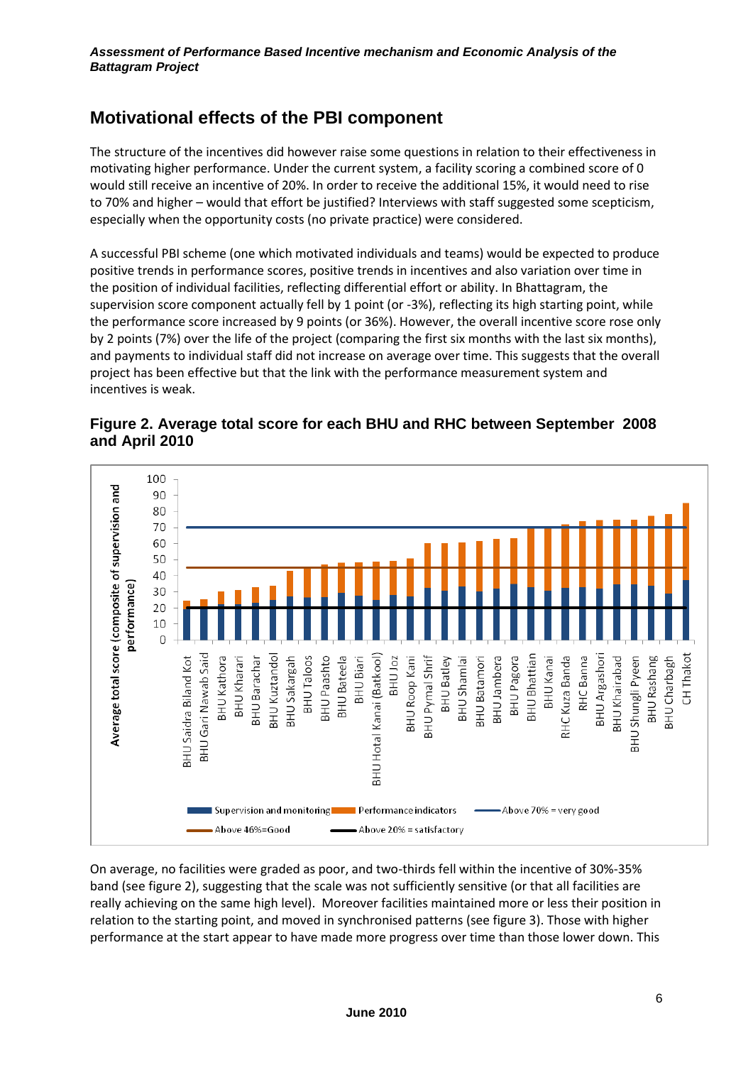## Motivational effects of the PBI component

The structure of the incentives did however raise some questions in relation to their effectiveness in motivating higher performance. Under the current system, a facility scoring a combined score of 0 would still receive an incentive of 20%. In order to receive the additional 15%, it would need to rise to 70% and higher – would that effort be justified? Interviews with staff suggested some scepticism, especially when the opportunity costs (no private practice) were considered.

A successful PBI scheme (one which motivated individuals and teams) would be expected to produce positive trends in performance scores, positive trends in incentives and also variation over time in the position of individual facilities, reflecting differential effort or ability. In Bhattagram, the supervision score component actually fell by 1 point (or -3%), reflecting its high starting point, while the performance score increased by 9 points (or 36%). However, the overall incentive score rose only by 2 points (7%) over the life of the project (comparing the first six months with the last six months), and payments to individual staff did not increase on average over time. This suggests that the overall project has been effective but that the link with the performance measurement system and incentives is weak.

**Figure 2. Average total score for each BHU and RHC between September 2008 and April 2010**

On average, no facilities were graded as poor, and two-thirds fell within the incentive of 30%-35% band (see figure 2), suggesting that the scale was not sufficiently sensitive (or that all facilities are really achieving on the same high level). Moreover facilities maintained more or less their position in relation to the starting point, and moved in synchronised patterns (see figure 3). Those with higher performance at the start appear to have made more progress over time than those lower down. This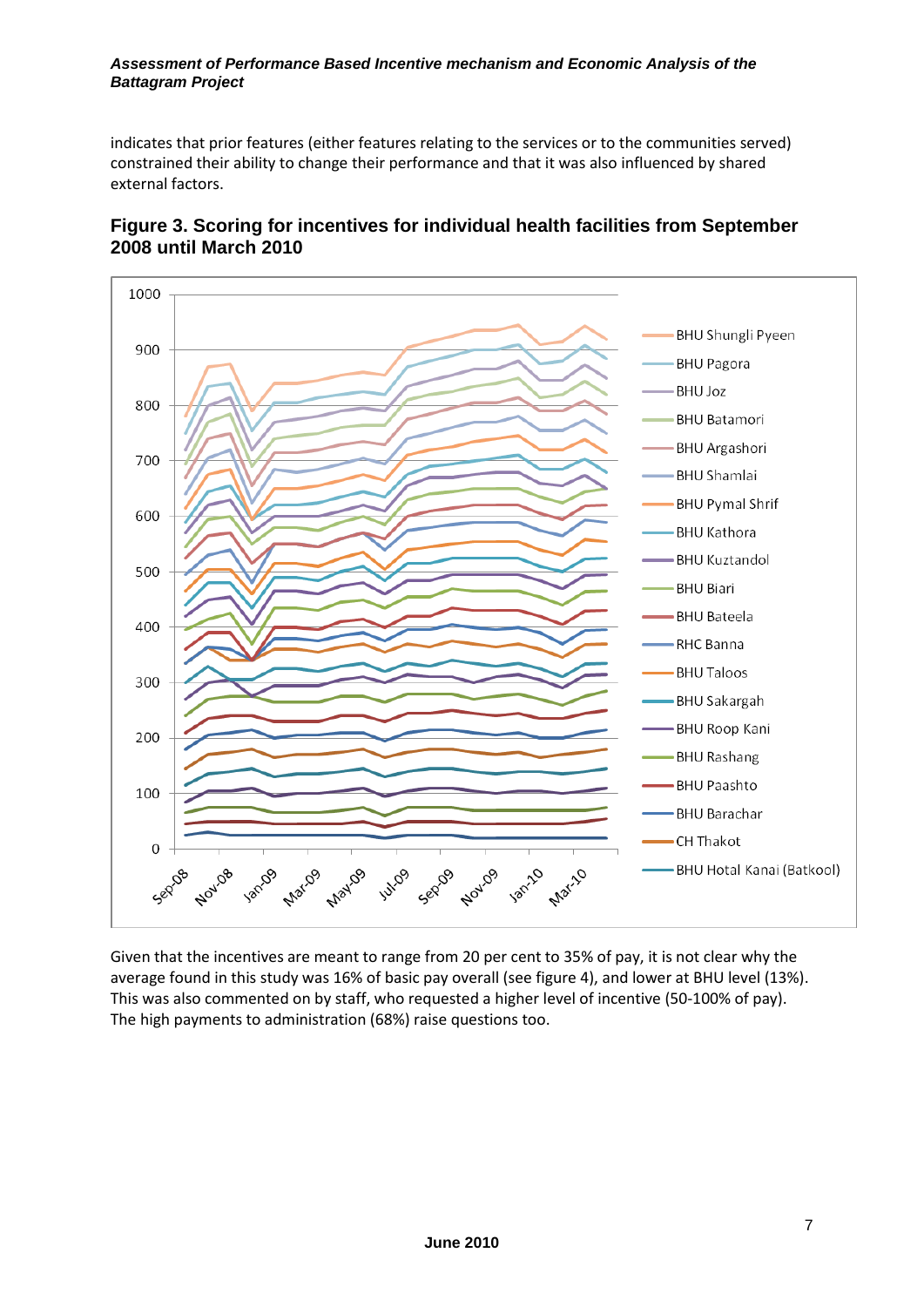indicates that prior features (either features relating to the services or to the communities served) constrained their ability to change their performance and that it was also influenced by shared external factors.

## Figure 3. Scoring for incentives for individual health facilities from September 2008 until March 2010

Given that the incentives are meant to range from 20 per cent to 35% of pay, it is not clear why the average found in this study was 16% of basic pay overall (see figure 4), and lower at BHU level (13%). This was also commented on by staff, who requested a higher level of incentive (50-100% of pay). The high payments to administration (68%) raise questions too.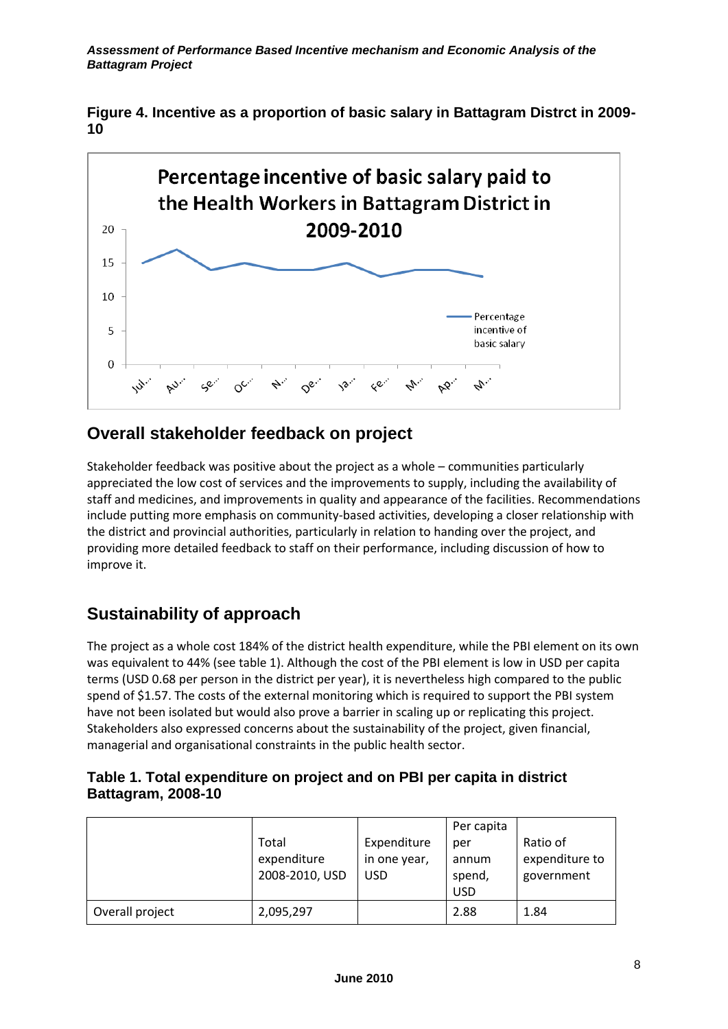**Figure 4. Incentive as a proportion of basic salary in Battagram Distrct in 2009-10**

## Overall stakeholder feedback on project

Stakeholder feedback was positive about the project as a whole – communities particularly appreciated the low cost of services and the improvements to supply, including the availability of staff and medicines, and improvements in quality and appearance of the facilities. Recommendations include putting more emphasis on community-based activities, developing a closer relationship with the district and provincial authorities, particularly in relation to handing over the project, and providing more detailed feedback to staff on their performance, including discussion of how to improve it.

## Sustainability of approach

The project as a whole cost 184% of the district health expenditure, while the PBI element on its own was equivalent to 44% (see table 1). Although the cost of the PBI element is low in USD per capita terms (USD 0.68 per person in the district per year), it is nevertheless high compared to the public spend of $1.57. The costs of the external monitoring which is required to support the PBI system have not been isolated but would also prove a barrier in scaling up or replicating this project. Stakeholders also expressed concerns about the sustainability of the project, given financial, managerial and organisational constraints in the public health sector.

**Table 1. Total expenditure on project and on PBI per capita in district Battagram, 2008-10**

| | Total expenditure 2008-2010, USD | Expenditure in one year, USD | Per capita per annum spend, USD | Ratio of expenditure to government |
|---|---|---|---|---|
| Overall project | 2,095,297 | | 2.88 | 1.84 |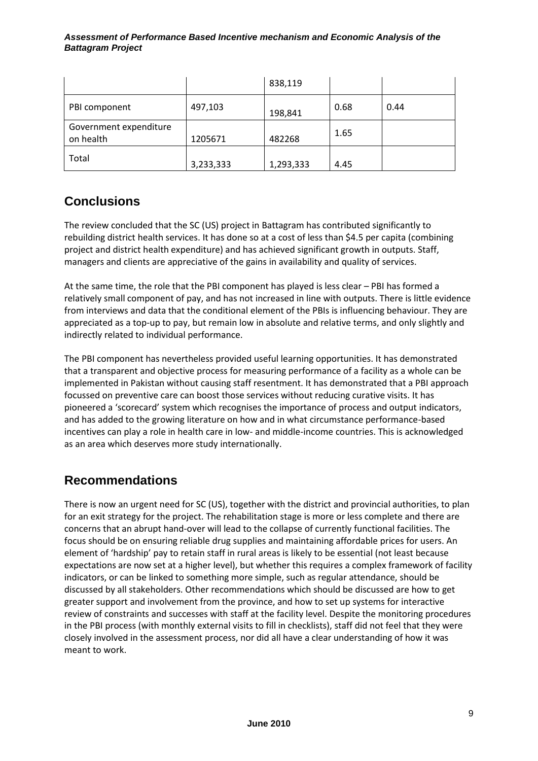| | | | | |
|---|---|---|---|---|
| | | 838,119 | | |
| PBI component | 497,103 | 198,841 | 0.68 | 0.44 |
| Government expenditure on health | 1205671 | 482268 | 1.65 | |
| Total | 3,233,333 | 1,293,333 | 4.45 | |

## Conclusions

The review concluded that the SC (US) project in Battagram has contributed significantly to rebuilding district health services. It has done so at a cost of less than $4.5 per capita (combining project and district health expenditure) and has achieved significant growth in outputs. Staff, managers and clients are appreciative of the gains in availability and quality of services.

At the same time, the role that the PBI component has played is less clear – PBI has formed a relatively small component of pay, and has not increased in line with outputs. There is little evidence from interviews and data that the conditional element of the PBIs is influencing behaviour. They are appreciated as a top-up to pay, but remain low in absolute and relative terms, and only slightly and indirectly related to individual performance.

The PBI component has nevertheless provided useful learning opportunities. It has demonstrated that a transparent and objective process for measuring performance of a facility as a whole can be implemented in Pakistan without causing staff resentment. It has demonstrated that a PBI approach focussed on preventive care can boost those services without reducing curative visits. It has pioneered a 'scorecard' system which recognises the importance of process and output indicators, and has added to the growing literature on how and in what circumstance performance-based incentives can play a role in health care in low- and middle-income countries. This is acknowledged as an area which deserves more study internationally.

## Recommendations

There is now an urgent need for SC (US), together with the district and provincial authorities, to plan for an exit strategy for the project. The rehabilitation stage is more or less complete and there are concerns that an abrupt hand-over will lead to the collapse of currently functional facilities. The focus should be on ensuring reliable drug supplies and maintaining affordable prices for users. An element of 'hardship' pay to retain staff in rural areas is likely to be essential (not least because expectations are now set at a higher level), but whether this requires a complex framework of facility indicators, or can be linked to something more simple, such as regular attendance, should be discussed by all stakeholders. Other recommendations which should be discussed are how to get greater support and involvement from the province, and how to set up systems for interactive review of constraints and successes with staff at the facility level. Despite the monitoring procedures in the PBI process (with monthly external visits to fill in checklists), staff did not feel that they were closely involved in the assessment process, nor did all have a clear understanding of how it was meant to work.